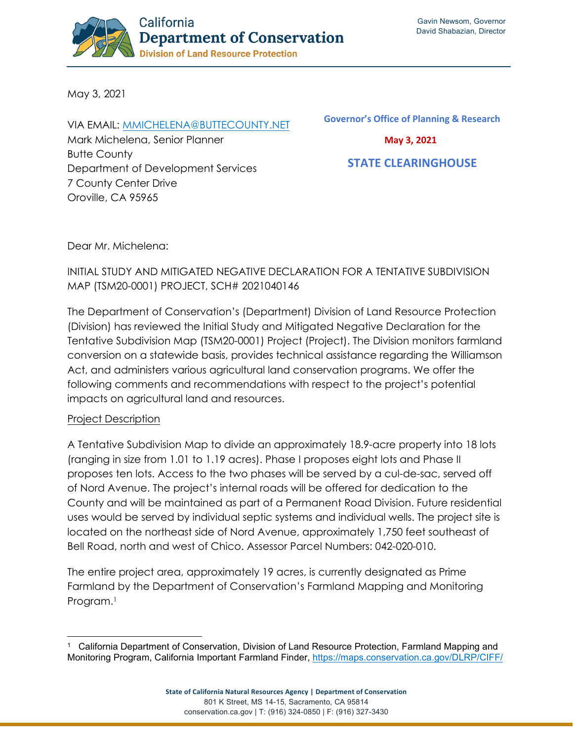**California Department of Conservation**
**Division of Land Resource Protection**

Gavin Newsom, Governor
David Shabazian, Director

May 3, 2021

Governor's Office of Planning & Research

May 3, 2021

STATE CLEARINGHOUSE

VIA EMAIL: MMICHELENA@BUTTECOUNTY.NET
Mark Michelena, Senior Planner
Butte County
Department of Development Services
7 County Center Drive
Oroville, CA 95965

Dear Mr. Michelena:

INITIAL STUDY AND MITIGATED NEGATIVE DECLARATION FOR A TENTATIVE SUBDIVISION MAP (TSM20-0001) PROJECT, SCH# 2021040146

The Department of Conservation's (Department) Division of Land Resource Protection (Division) has reviewed the Initial Study and Mitigated Negative Declaration for the Tentative Subdivision Map (TSM20-0001) Project (Project). The Division monitors farmland conversion on a statewide basis, provides technical assistance regarding the Williamson Act, and administers various agricultural land conservation programs. We offer the following comments and recommendations with respect to the project's potential impacts on agricultural land and resources.

Project Description

A Tentative Subdivision Map to divide an approximately 18.9-acre property into 18 lots (ranging in size from 1.01 to 1.19 acres). Phase I proposes eight lots and Phase II proposes ten lots. Access to the two phases will be served by a cul-de-sac, served off of Nord Avenue. The project's internal roads will be offered for dedication to the County and will be maintained as part of a Permanent Road Division. Future residential uses would be served by individual septic systems and individual wells. The project site is located on the northeast side of Nord Avenue, approximately 1,750 feet southeast of Bell Road, north and west of Chico. Assessor Parcel Numbers: 042-020-010.

The entire project area, approximately 19 acres, is currently designated as Prime Farmland by the Department of Conservation's Farmland Mapping and Monitoring Program.[1]

[1] California Department of Conservation, Division of Land Resource Protection, Farmland Mapping and Monitoring Program, California Important Farmland Finder, https://maps.conservation.ca.gov/DLRP/CIFF/

State of California Natural Resources Agency | Department of Conservation
801 K Street, MS 14-15, Sacramento, CA 95814
conservation.ca.gov | T: (916) 324-0850 | F: (916) 327-3430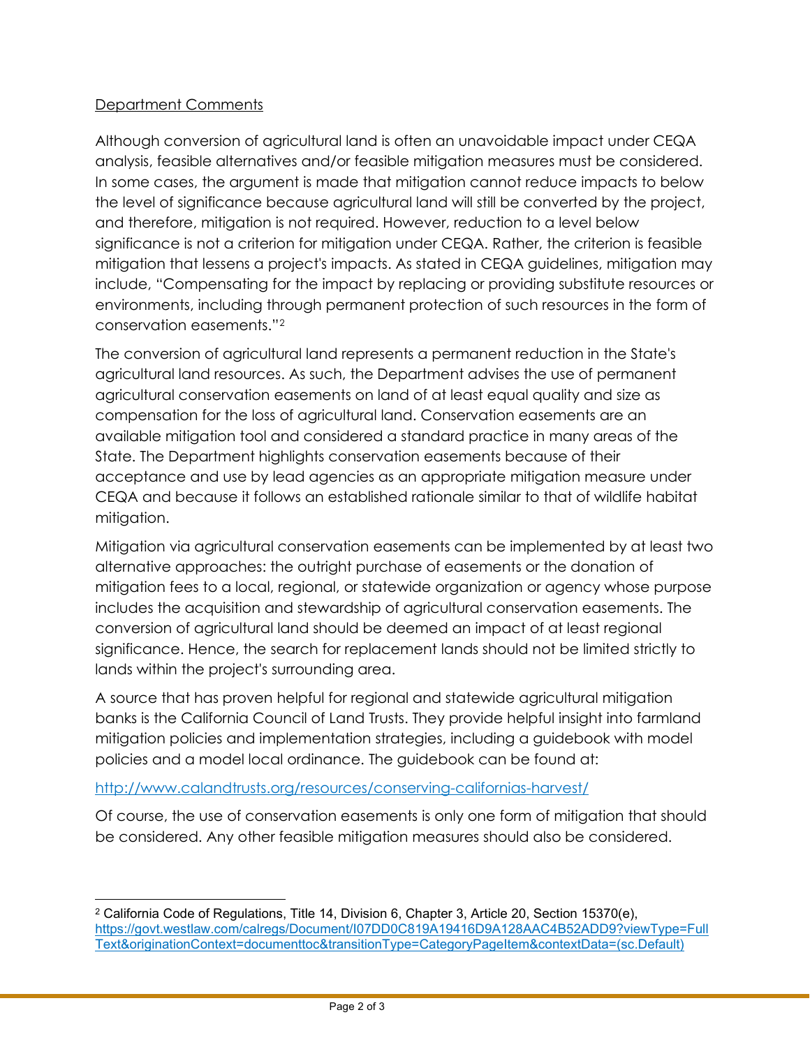Department Comments

Although conversion of agricultural land is often an unavoidable impact under CEQA analysis, feasible alternatives and/or feasible mitigation measures must be considered. In some cases, the argument is made that mitigation cannot reduce impacts to below the level of significance because agricultural land will still be converted by the project, and therefore, mitigation is not required. However, reduction to a level below significance is not a criterion for mitigation under CEQA. Rather, the criterion is feasible mitigation that lessens a project's impacts. As stated in CEQA guidelines, mitigation may include, "Compensating for the impact by replacing or providing substitute resources or environments, including through permanent protection of such resources in the form of conservation easements."[2]

The conversion of agricultural land represents a permanent reduction in the State's agricultural land resources. As such, the Department advises the use of permanent agricultural conservation easements on land of at least equal quality and size as compensation for the loss of agricultural land. Conservation easements are an available mitigation tool and considered a standard practice in many areas of the State. The Department highlights conservation easements because of their acceptance and use by lead agencies as an appropriate mitigation measure under CEQA and because it follows an established rationale similar to that of wildlife habitat mitigation.

Mitigation via agricultural conservation easements can be implemented by at least two alternative approaches: the outright purchase of easements or the donation of mitigation fees to a local, regional, or statewide organization or agency whose purpose includes the acquisition and stewardship of agricultural conservation easements. The conversion of agricultural land should be deemed an impact of at least regional significance. Hence, the search for replacement lands should not be limited strictly to lands within the project's surrounding area.

A source that has proven helpful for regional and statewide agricultural mitigation banks is the California Council of Land Trusts. They provide helpful insight into farmland mitigation policies and implementation strategies, including a guidebook with model policies and a model local ordinance. The guidebook can be found at:

http://www.calandtrusts.org/resources/conserving-californias-harvest/

Of course, the use of conservation easements is only one form of mitigation that should be considered. Any other feasible mitigation measures should also be considered.

---

[2] California Code of Regulations, Title 14, Division 6, Chapter 3, Article 20, Section 15370(e), https://govt.westlaw.com/calregs/Document/I07DD0C819A19416D9A128AAC4B52ADD9?viewType=FullText&originationContext=documenttoc&transitionType=CategoryPageItem&contextData=(sc.Default)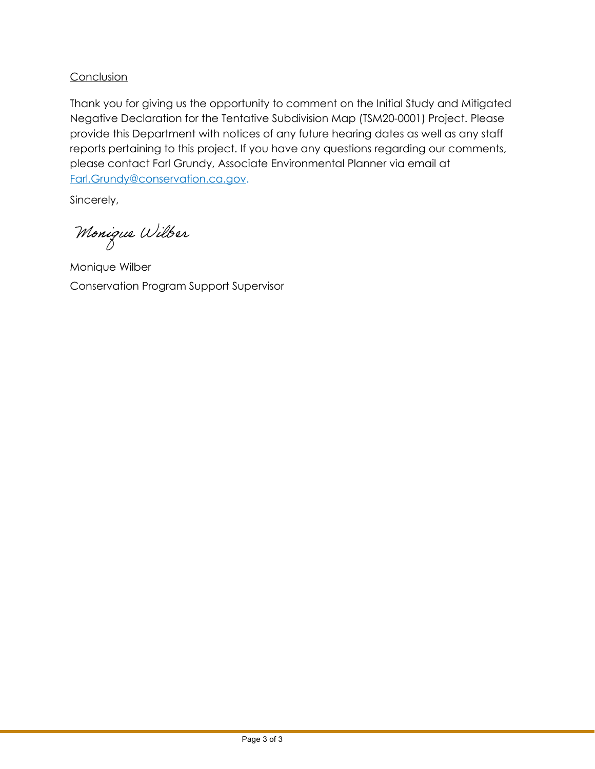Conclusion

Thank you for giving us the opportunity to comment on the Initial Study and Mitigated Negative Declaration for the Tentative Subdivision Map (TSM20-0001) Project. Please provide this Department with notices of any future hearing dates as well as any staff reports pertaining to this project. If you have any questions regarding our comments, please contact Farl Grundy, Associate Environmental Planner via email at Farl.Grundy@conservation.ca.gov.

Sincerely,

Monique Wilber

Monique Wilber
Conservation Program Support Supervisor